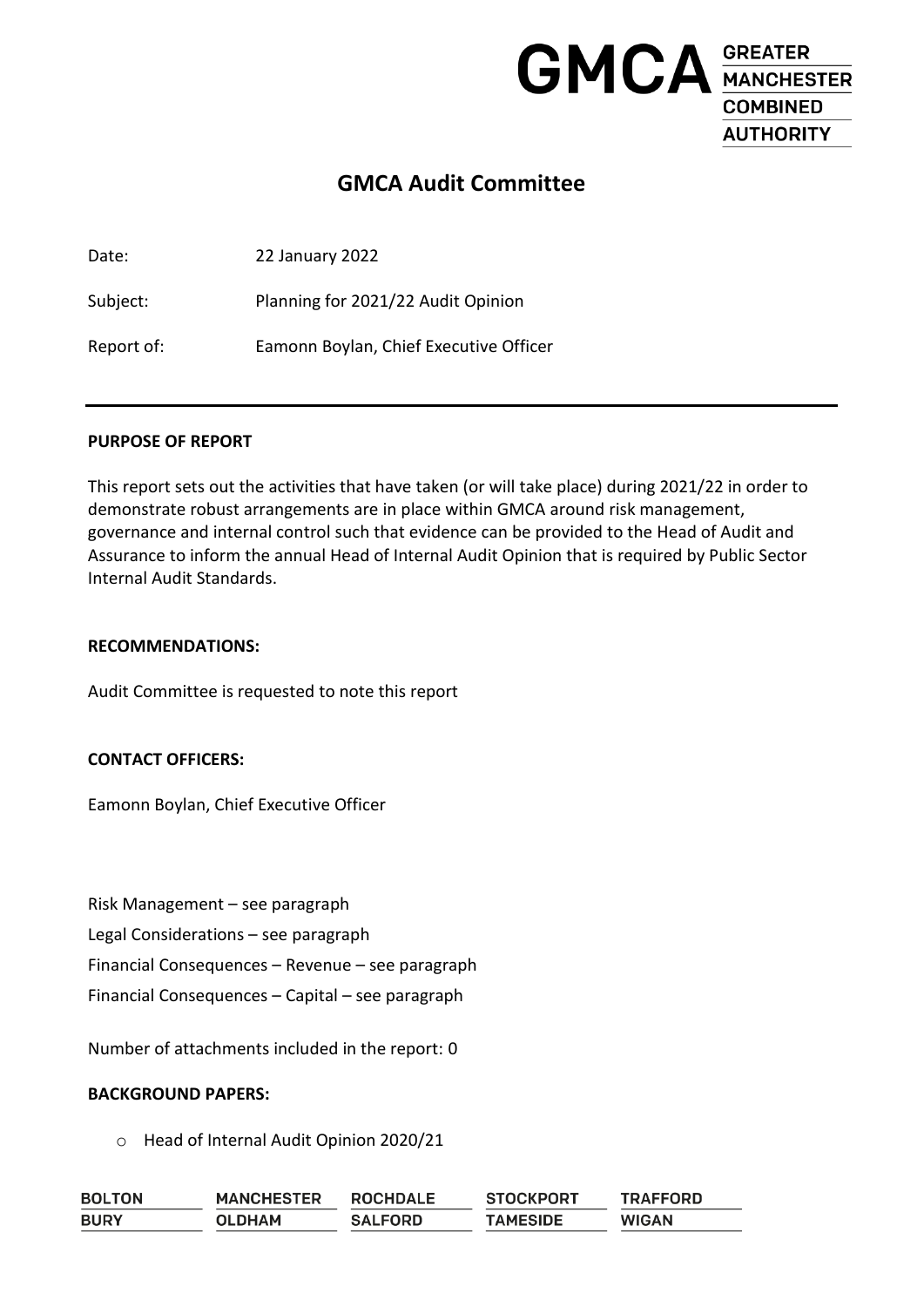# GMCA Audit Committee

Date: 22 January 2022

Subject: Planning for 2021/22 Audit Opinion

Report of: Eamonn Boylan, Chief Executive Officer

---

**PURPOSE OF REPORT**

This report sets out the activities that have taken (or will take place) during 2021/22 in order to demonstrate robust arrangements are in place within GMCA around risk management, governance and internal control such that evidence can be provided to the Head of Audit and Assurance to inform the annual Head of Internal Audit Opinion that is required by Public Sector Internal Audit Standards.

**RECOMMENDATIONS:**

Audit Committee is requested to note this report

**CONTACT OFFICERS:**

Eamonn Boylan, Chief Executive Officer

Risk Management – see paragraph

Legal Considerations – see paragraph

Financial Consequences – Revenue – see paragraph

Financial Consequences – Capital – see paragraph

Number of attachments included in the report: 0

**BACKGROUND PAPERS:**

- Head of Internal Audit Opinion 2020/21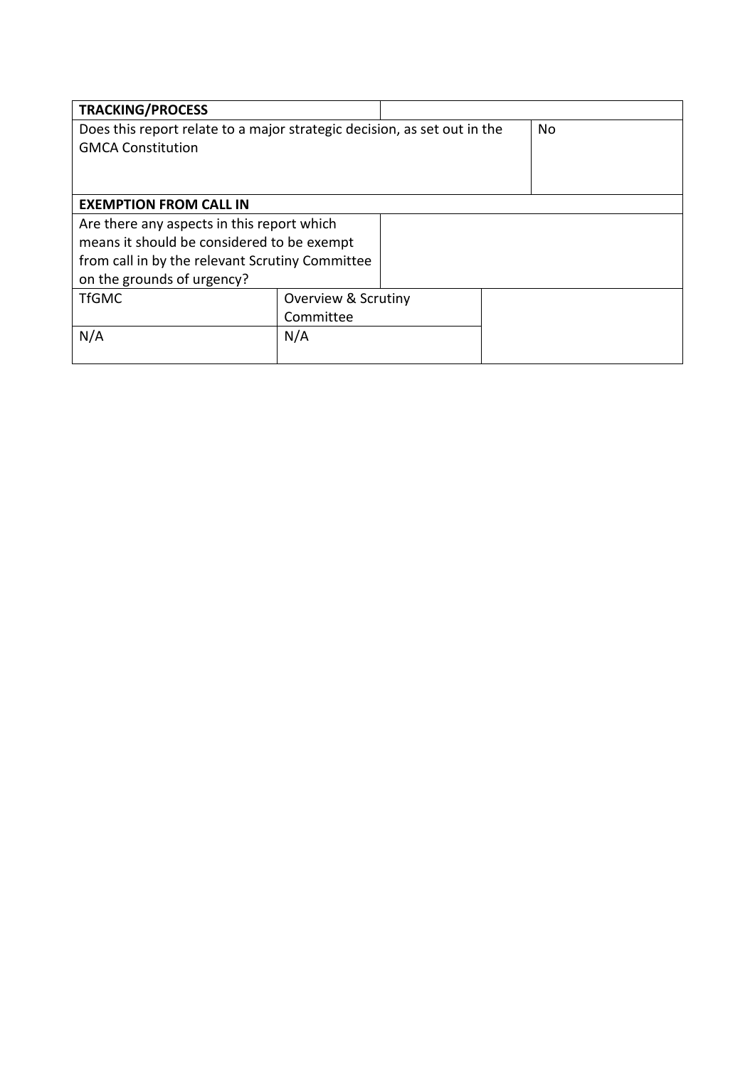| **TRACKING/PROCESS** | | |
|---|---|---|
| Does this report relate to a major strategic decision, as set out in the GMCA Constitution | | No |
| **EXEMPTION FROM CALL IN** | | |
| Are there any aspects in this report which means it should be considered to be exempt from call in by the relevant Scrutiny Committee on the grounds of urgency? | | |
| TfGMC | Overview & Scrutiny Committee | |
| N/A | N/A | |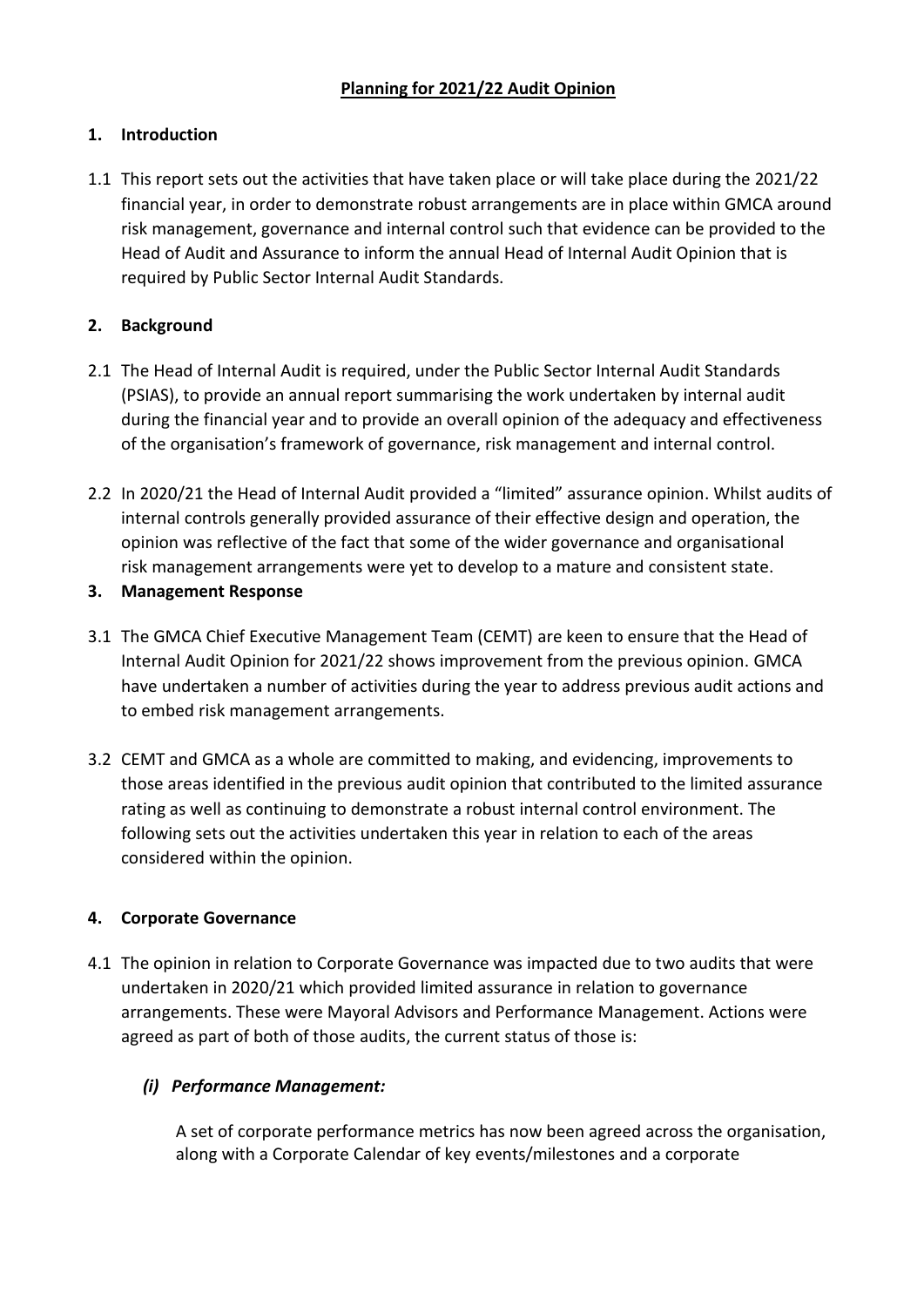**Planning for 2021/22 Audit Opinion**

## 1. Introduction

1.1 This report sets out the activities that have taken place or will take place during the 2021/22 financial year, in order to demonstrate robust arrangements are in place within GMCA around risk management, governance and internal control such that evidence can be provided to the Head of Audit and Assurance to inform the annual Head of Internal Audit Opinion that is required by Public Sector Internal Audit Standards.

## 2. Background

2.1 The Head of Internal Audit is required, under the Public Sector Internal Audit Standards (PSIAS), to provide an annual report summarising the work undertaken by internal audit during the financial year and to provide an overall opinion of the adequacy and effectiveness of the organisation's framework of governance, risk management and internal control.

2.2 In 2020/21 the Head of Internal Audit provided a "limited" assurance opinion. Whilst audits of internal controls generally provided assurance of their effective design and operation, the opinion was reflective of the fact that some of the wider governance and organisational risk management arrangements were yet to develop to a mature and consistent state.

## 3. Management Response

3.1 The GMCA Chief Executive Management Team (CEMT) are keen to ensure that the Head of Internal Audit Opinion for 2021/22 shows improvement from the previous opinion. GMCA have undertaken a number of activities during the year to address previous audit actions and to embed risk management arrangements.

3.2 CEMT and GMCA as a whole are committed to making, and evidencing, improvements to those areas identified in the previous audit opinion that contributed to the limited assurance rating as well as continuing to demonstrate a robust internal control environment. The following sets out the activities undertaken this year in relation to each of the areas considered within the opinion.

## 4. Corporate Governance

4.1 The opinion in relation to Corporate Governance was impacted due to two audits that were undertaken in 2020/21 which provided limited assurance in relation to governance arrangements. These were Mayoral Advisors and Performance Management. Actions were agreed as part of both of those audits, the current status of those is:

***(i) Performance Management:***

A set of corporate performance metrics has now been agreed across the organisation, along with a Corporate Calendar of key events/milestones and a corporate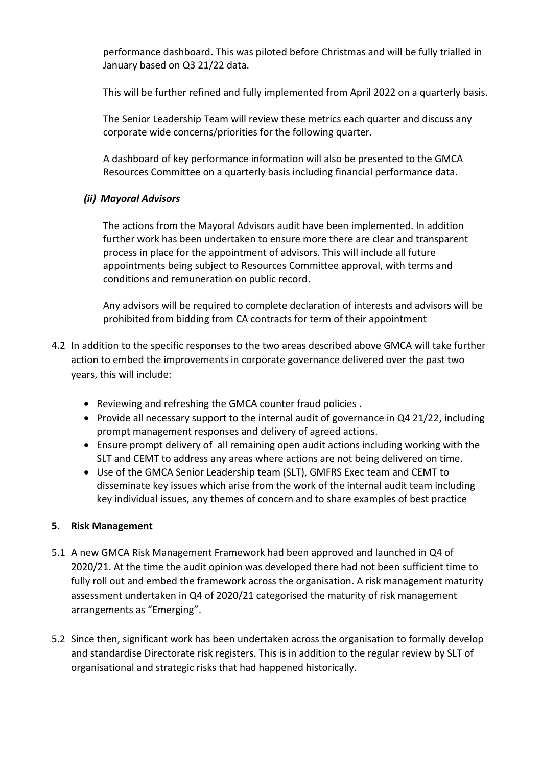performance dashboard. This was piloted before Christmas and will be fully trialled in January based on Q3 21/22 data.

This will be further refined and fully implemented from April 2022 on a quarterly basis.

The Senior Leadership Team will review these metrics each quarter and discuss any corporate wide concerns/priorities for the following quarter.

A dashboard of key performance information will also be presented to the GMCA Resources Committee on a quarterly basis including financial performance data.

***(ii) Mayoral Advisors***

The actions from the Mayoral Advisors audit have been implemented. In addition further work has been undertaken to ensure more there are clear and transparent process in place for the appointment of advisors. This will include all future appointments being subject to Resources Committee approval, with terms and conditions and remuneration on public record.

Any advisors will be required to complete declaration of interests and advisors will be prohibited from bidding from CA contracts for term of their appointment

4.2 In addition to the specific responses to the two areas described above GMCA will take further action to embed the improvements in corporate governance delivered over the past two years, this will include:

- Reviewing and refreshing the GMCA counter fraud policies .
- Provide all necessary support to the internal audit of governance in Q4 21/22, including prompt management responses and delivery of agreed actions.
- Ensure prompt delivery of all remaining open audit actions including working with the SLT and CEMT to address any areas where actions are not being delivered on time.
- Use of the GMCA Senior Leadership team (SLT), GMFRS Exec team and CEMT to disseminate key issues which arise from the work of the internal audit team including key individual issues, any themes of concern and to share examples of best practice

## 5. Risk Management

5.1 A new GMCA Risk Management Framework had been approved and launched in Q4 of 2020/21. At the time the audit opinion was developed there had not been sufficient time to fully roll out and embed the framework across the organisation. A risk management maturity assessment undertaken in Q4 of 2020/21 categorised the maturity of risk management arrangements as "Emerging".

5.2 Since then, significant work has been undertaken across the organisation to formally develop and standardise Directorate risk registers. This is in addition to the regular review by SLT of organisational and strategic risks that had happened historically.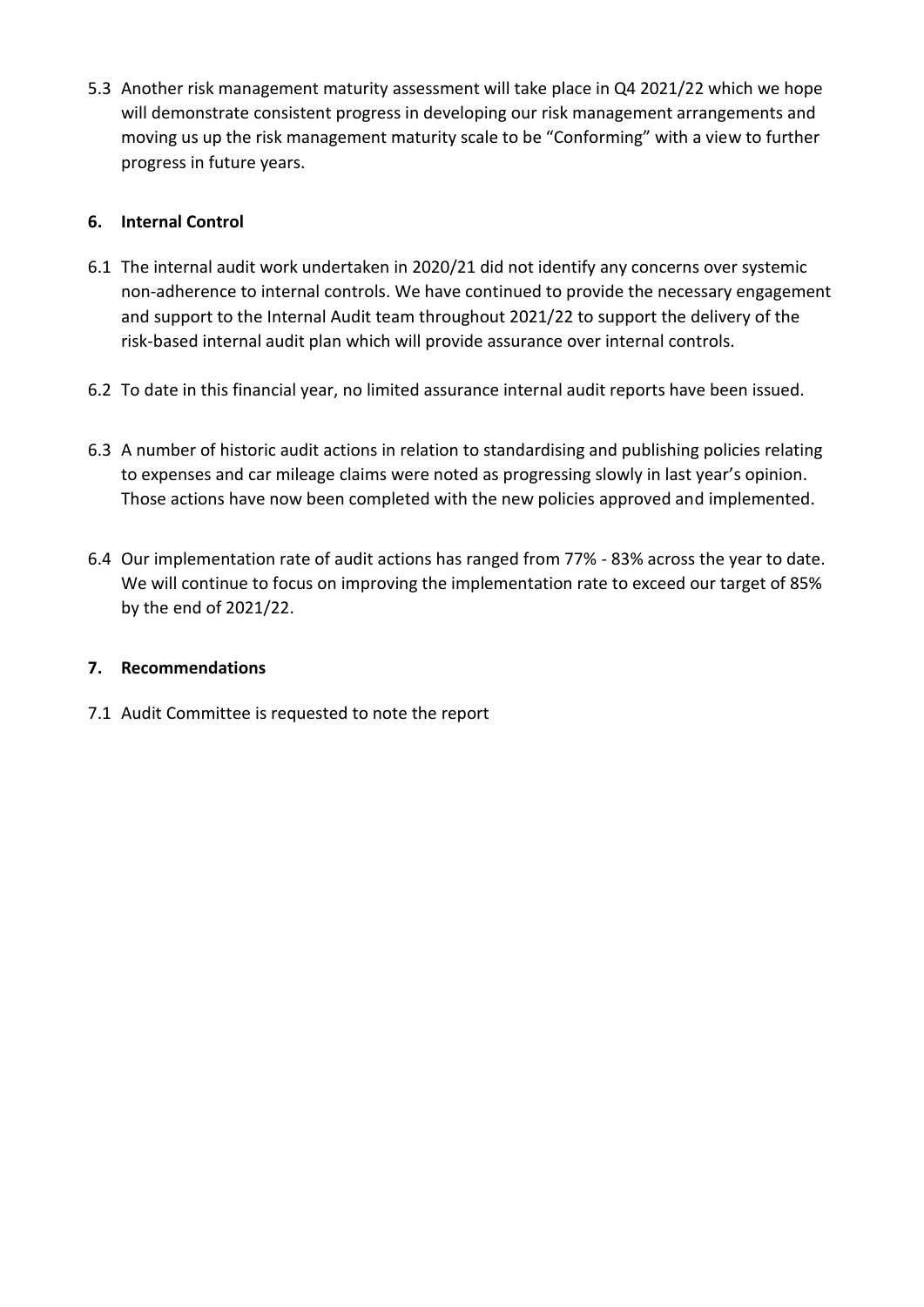5.3 Another risk management maturity assessment will take place in Q4 2021/22 which we hope will demonstrate consistent progress in developing our risk management arrangements and moving us up the risk management maturity scale to be "Conforming" with a view to further progress in future years.

## 6. Internal Control

6.1 The internal audit work undertaken in 2020/21 did not identify any concerns over systemic non-adherence to internal controls. We have continued to provide the necessary engagement and support to the Internal Audit team throughout 2021/22 to support the delivery of the risk-based internal audit plan which will provide assurance over internal controls.

6.2 To date in this financial year, no limited assurance internal audit reports have been issued.

6.3 A number of historic audit actions in relation to standardising and publishing policies relating to expenses and car mileage claims were noted as progressing slowly in last year's opinion. Those actions have now been completed with the new policies approved and implemented.

6.4 Our implementation rate of audit actions has ranged from 77% - 83% across the year to date. We will continue to focus on improving the implementation rate to exceed our target of 85% by the end of 2021/22.

## 7. Recommendations

7.1 Audit Committee is requested to note the report